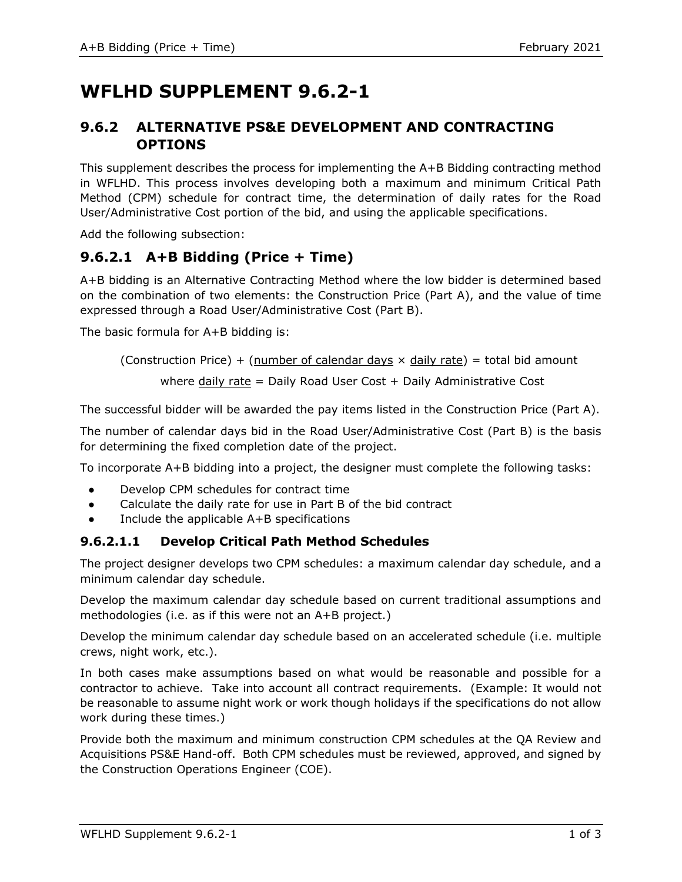# WFLHD SUPPLEMENT 9.6.2-1

## 9.6.2 ALTERNATIVE PS&E DEVELOPMENT AND CONTRACTING OPTIONS

This supplement describes the process for implementing the A+B Bidding contracting method in WFLHD. This process involves developing both a maximum and minimum Critical Path Method (CPM) schedule for contract time, the determination of daily rates for the Road User/Administrative Cost portion of the bid, and using the applicable specifications.

Add the following subsection:

## 9.6.2.1 A+B Bidding (Price + Time)

A+B bidding is an Alternative Contracting Method where the low bidder is determined based on the combination of two elements: the Construction Price (Part A), and the value of time expressed through a Road User/Administrative Cost (Part B).

The basic formula for A+B bidding is:

(Construction Price) + (<u>number of calendar days</u> × <u>daily rate</u>) = total bid amount

where <u>daily rate</u> = Daily Road User Cost + Daily Administrative Cost

The successful bidder will be awarded the pay items listed in the Construction Price (Part A).

The number of calendar days bid in the Road User/Administrative Cost (Part B) is the basis for determining the fixed completion date of the project.

To incorporate A+B bidding into a project, the designer must complete the following tasks:

- Develop CPM schedules for contract time
- Calculate the daily rate for use in Part B of the bid contract
- Include the applicable A+B specifications

### 9.6.2.1.1 Develop Critical Path Method Schedules

The project designer develops two CPM schedules: a maximum calendar day schedule, and a minimum calendar day schedule.

Develop the maximum calendar day schedule based on current traditional assumptions and methodologies (i.e. as if this were not an A+B project.)

Develop the minimum calendar day schedule based on an accelerated schedule (i.e. multiple crews, night work, etc.).

In both cases make assumptions based on what would be reasonable and possible for a contractor to achieve. Take into account all contract requirements. (Example: It would not be reasonable to assume night work or work though holidays if the specifications do not allow work during these times.)

Provide both the maximum and minimum construction CPM schedules at the QA Review and Acquisitions PS&E Hand-off. Both CPM schedules must be reviewed, approved, and signed by the Construction Operations Engineer (COE).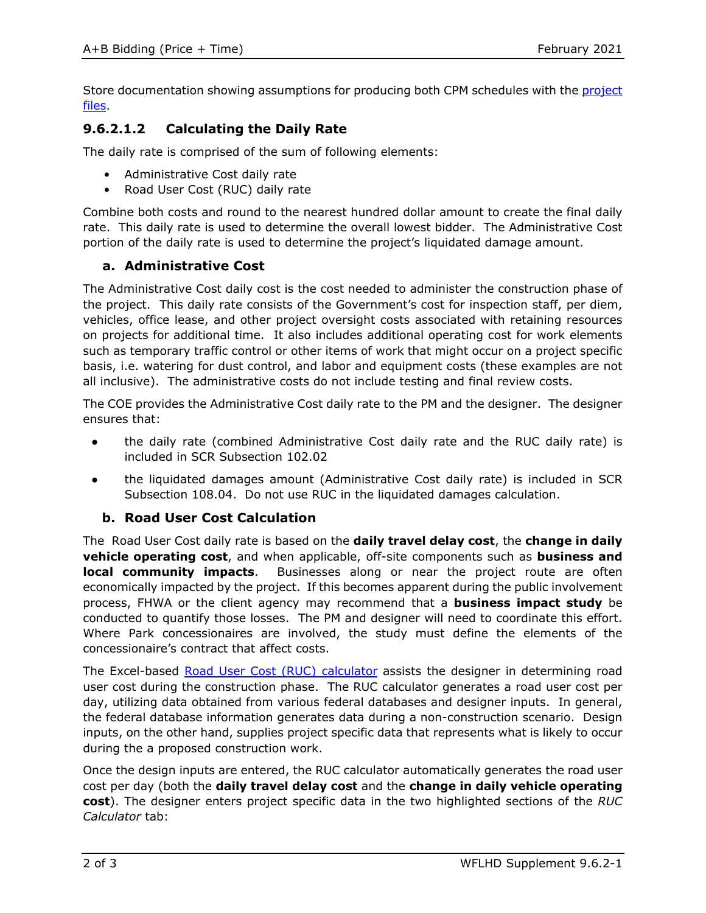Store documentation showing assumptions for producing both CPM schedules with the [project files](#).

### 9.6.2.1.2 Calculating the Daily Rate

The daily rate is comprised of the sum of following elements:

- Administrative Cost daily rate
- Road User Cost (RUC) daily rate

Combine both costs and round to the nearest hundred dollar amount to create the final daily rate. This daily rate is used to determine the overall lowest bidder. The Administrative Cost portion of the daily rate is used to determine the project's liquidated damage amount.

#### a. Administrative Cost

The Administrative Cost daily cost is the cost needed to administer the construction phase of the project. This daily rate consists of the Government's cost for inspection staff, per diem, vehicles, office lease, and other project oversight costs associated with retaining resources on projects for additional time. It also includes additional operating cost for work elements such as temporary traffic control or other items of work that might occur on a project specific basis, i.e. watering for dust control, and labor and equipment costs (these examples are not all inclusive). The administrative costs do not include testing and final review costs.

The COE provides the Administrative Cost daily rate to the PM and the designer. The designer ensures that:

- the daily rate (combined Administrative Cost daily rate and the RUC daily rate) is included in SCR Subsection 102.02
- the liquidated damages amount (Administrative Cost daily rate) is included in SCR Subsection 108.04. Do not use RUC in the liquidated damages calculation.

#### b. Road User Cost Calculation

The Road User Cost daily rate is based on the **daily travel delay cost**, the **change in daily vehicle operating cost**, and when applicable, off-site components such as **business and local community impacts**. Businesses along or near the project route are often economically impacted by the project. If this becomes apparent during the public involvement process, FHWA or the client agency may recommend that a **business impact study** be conducted to quantify those losses. The PM and designer will need to coordinate this effort. Where Park concessionaires are involved, the study must define the elements of the concessionaire's contract that affect costs.

The Excel-based [Road User Cost (RUC) calculator](#) assists the designer in determining road user cost during the construction phase. The RUC calculator generates a road user cost per day, utilizing data obtained from various federal databases and designer inputs. In general, the federal database information generates data during a non-construction scenario. Design inputs, on the other hand, supplies project specific data that represents what is likely to occur during the a proposed construction work.

Once the design inputs are entered, the RUC calculator automatically generates the road user cost per day (both the **daily travel delay cost** and the **change in daily vehicle operating cost**). The designer enters project specific data in the two highlighted sections of the *RUC Calculator* tab: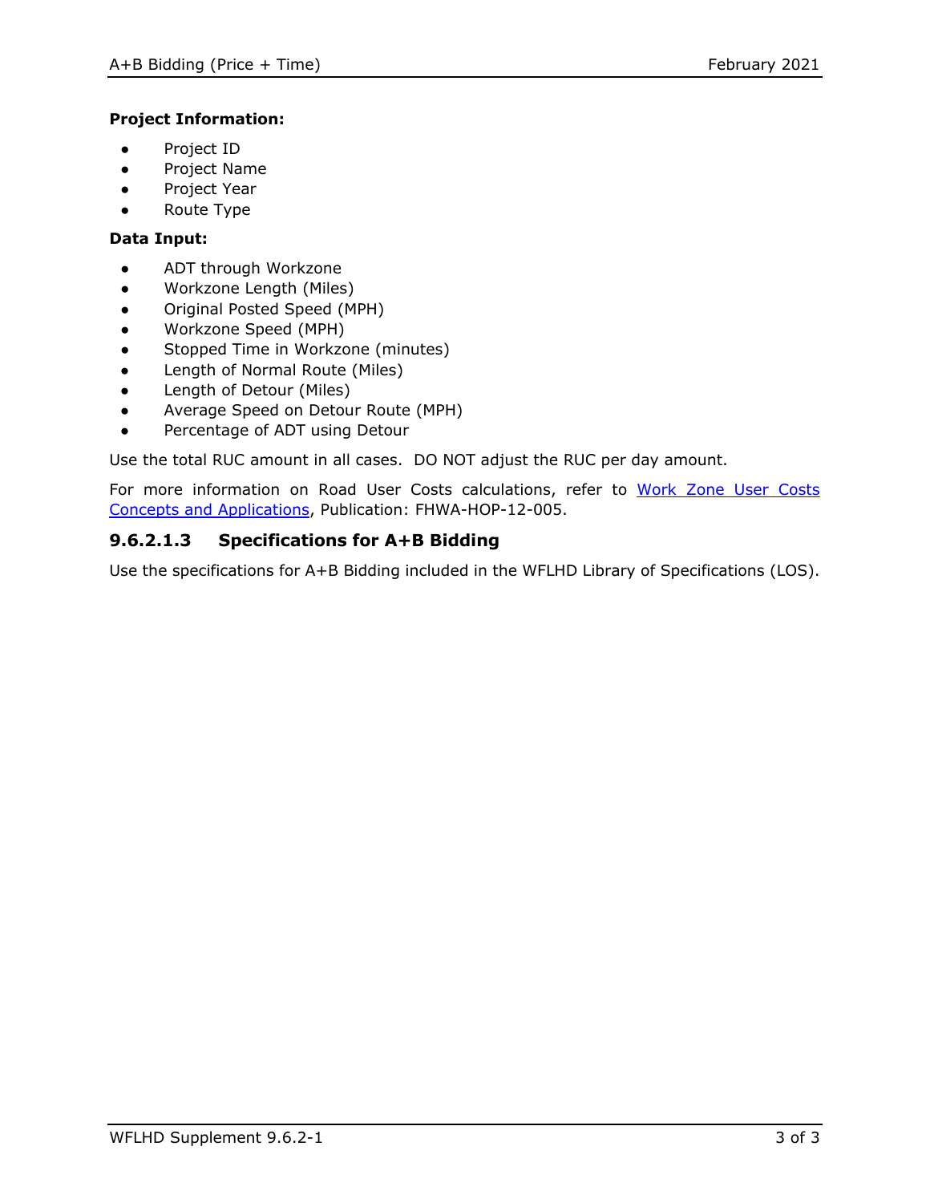**Project Information:**

- Project ID
- Project Name
- Project Year
- Route Type

**Data Input:**

- ADT through Workzone
- Workzone Length (Miles)
- Original Posted Speed (MPH)
- Workzone Speed (MPH)
- Stopped Time in Workzone (minutes)
- Length of Normal Route (Miles)
- Length of Detour (Miles)
- Average Speed on Detour Route (MPH)
- Percentage of ADT using Detour

Use the total RUC amount in all cases. DO NOT adjust the RUC per day amount.

For more information on Road User Costs calculations, refer to [Work Zone User Costs Concepts and Applications](), Publication: FHWA-HOP-12-005.

### 9.6.2.1.3 Specifications for A+B Bidding

Use the specifications for A+B Bidding included in the WFLHD Library of Specifications (LOS).